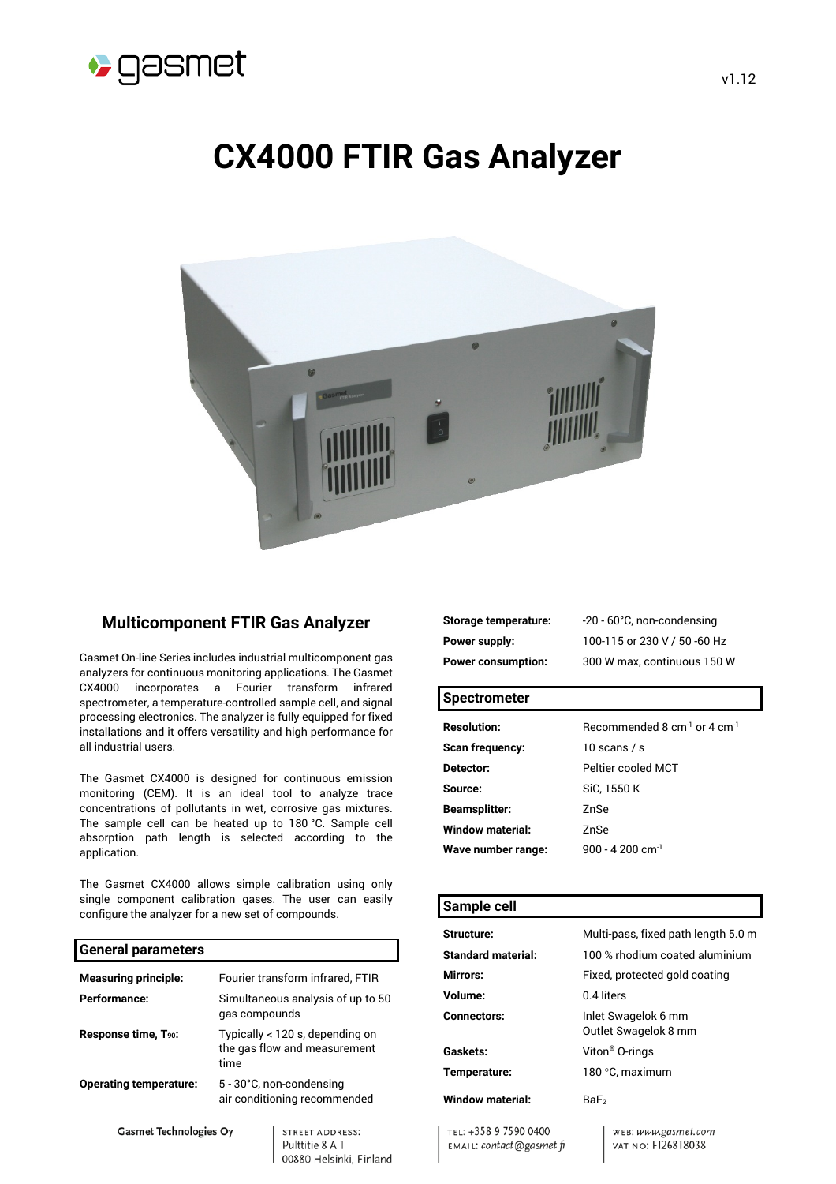# CX4000 FTIR Gas Analyzer

## Multicomponent FTIR Gas Analyzer

Gasmet On-line Series includes industrial multicomponent gas analyzers for continuous monitoring applications. The Gasmet CX4000 incorporates a Fourier transform infrared spectrometer, a temperature-controlled sample cell, and signal processing electronics. The analyzer is fully equipped for fixed installations and it offers versatility and high performance for all industrial users.

The Gasmet CX4000 is designed for continuous emission monitoring (CEM). It is an ideal tool to analyze trace concentrations of pollutants in wet, corrosive gas mixtures. The sample cell can be heated up to 180 °C. Sample cell absorption path length is selected according to the application.

The Gasmet CX4000 allows simple calibration using only single component calibration gases. The user can easily configure the analyzer for a new set of compounds.

### General parameters

| | |
|---|---|
| **Measuring principle:** | Fourier transform infrared, FTIR |
| **Performance:** | Simultaneous analysis of up to 50 gas compounds |
| **Response time, $T_{90}$:** | Typically < 120 s, depending on the gas flow and measurement time |
| **Operating temperature:** | 5 - 30°C, non-condensing air conditioning recommended |
| **Storage temperature:** | -20 - 60°C, non-condensing |
| **Power supply:** | 100-115 or 230 V / 50 -60 Hz |
| **Power consumption:** | 300 W max, continuous 150 W |

### Spectrometer

| | |
|---|---|
| **Resolution:** | Recommended 8 $cm^{-1}$ or 4 $cm^{-1}$ |
| **Scan frequency:** | 10 scans / s |
| **Detector:** | Peltier cooled MCT |
| **Source:** | SiC, 1550 K |
| **Beamsplitter:** | ZnSe |
| **Window material:** | ZnSe |
| **Wave number range:** | 900 - 4 200 $cm^{-1}$ |

### Sample cell

| | |
|---|---|
| **Structure:** | Multi-pass, fixed path length 5.0 m |
| **Standard material:** | 100 % rhodium coated aluminium |
| **Mirrors:** | Fixed, protected gold coating |
| **Volume:** | 0.4 liters |
| **Connectors:** | Inlet Swagelok 6 mm<br>Outlet Swagelok 8 mm |
| **Gaskets:** | Viton® O-rings |
| **Temperature:** | 180 °C, maximum |
| **Window material:** | $BaF_2$ |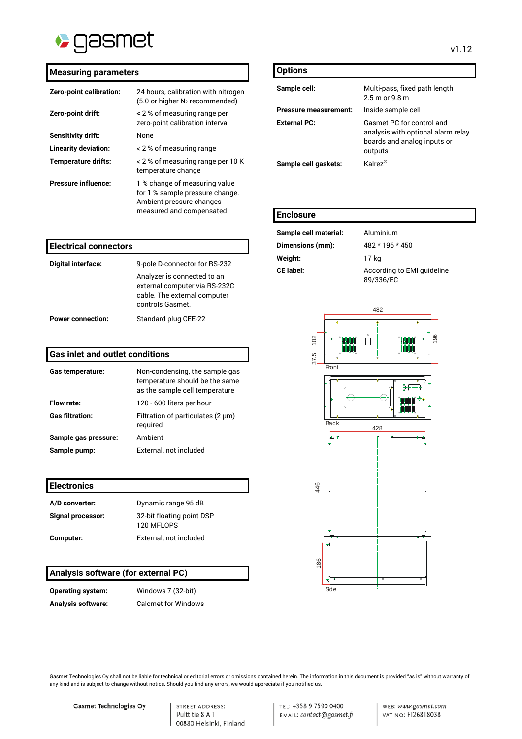v1.12

## Measuring parameters

| | |
|---|---|
| **Zero-point calibration:** | 24 hours, calibration with nitrogen (5.0 or higher $N_2$ recommended) |
| **Zero-point drift:** | < 2 % of measuring range per zero-point calibration interval |
| **Sensitivity drift:** | None |
| **Linearity deviation:** | < 2 % of measuring range |
| **Temperature drifts:** | < 2 % of measuring range per 10 K temperature change |
| **Pressure influence:** | 1 % change of measuring value for 1 % sample pressure change. Ambient pressure changes measured and compensated |

## Electrical connectors

| | |
|---|---|
| **Digital interface:** | 9-pole D-connector for RS-232 |
| | Analyzer is connected to an external computer via RS-232C cable. The external computer controls Gasmet. |
| **Power connection:** | Standard plug CEE-22 |

## Gas inlet and outlet conditions

| | |
|---|---|
| **Gas temperature:** | Non-condensing, the sample gas temperature should be the same as the sample cell temperature |
| **Flow rate:** | 120 - 600 liters per hour |
| **Gas filtration:** | Filtration of particulates (2 μm) required |
| **Sample gas pressure:** | Ambient |
| **Sample pump:** | External, not included |

## Electronics

| | |
|---|---|
| **A/D converter:** | Dynamic range 95 dB |
| **Signal processor:** | 32-bit floating point DSP 120 MFLOPS |
| **Computer:** | External, not included |

## Analysis software (for external PC)

| | |
|---|---|
| **Operating system:** | Windows 7 (32-bit) |
| **Analysis software:** | Calcmet for Windows |

## Options

| | |
|---|---|
| **Sample cell:** | Multi-pass, fixed path length 2.5 m or 9.8 m |
| **Pressure measurement:** | Inside sample cell |
| **External PC:** | Gasmet PC for control and analysis with optional alarm relay boards and analog inputs or outputs |
| **Sample cell gaskets:** | Kalrez® |

## Enclosure

| | |
|---|---|
| **Sample cell material:** | Aluminium |
| **Dimensions (mm):** | 482 * 196 * 450 |
| **Weight:** | 17 kg |
| **CE label:** | According to EMI guideline 89/336/EC |

482
102
37.5
196
Front
Back
428
446
186
Side

Gasmet Technologies Oy shall not be liable for technical or editorial errors or omissions contained herein. The information in this document is provided "as is" without warranty of any kind and is subject to change without notice. Should you find any errors, we would appreciate if you notified us.

Gasmet Technologies Oy | STREET ADDRESS: Pulttitie 8 A 1, 00880 Helsinki, Finland | TEL: +358 9 7590 0400, EMAIL: *contact@gasmet.fi* | WEB: *www.gasmet.com*, VAT NO: FI26818038